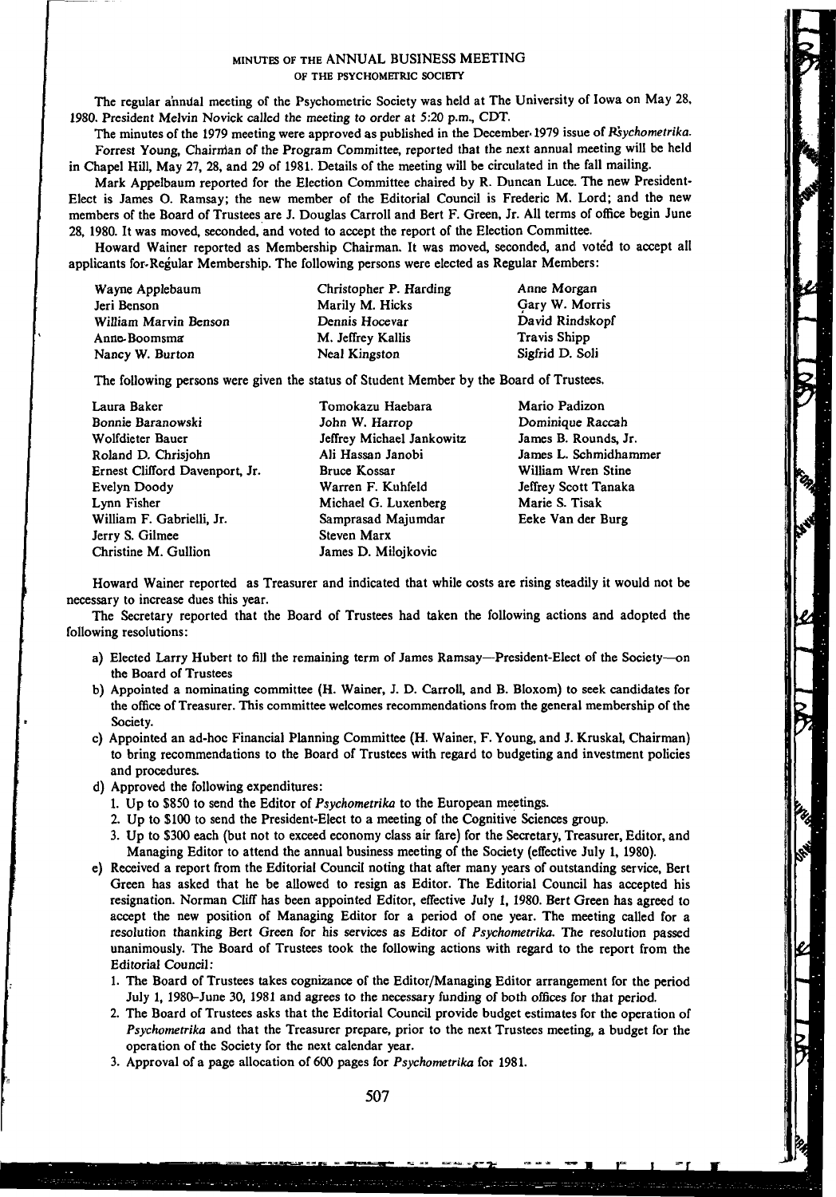# MINUTES OF THE ANNUAL BUSINESS MEETING
## OF THE PSYCHOMETRIC SOCIETY

The regular annual meeting of the Psychometric Society was held at The University of Iowa on May 28, 1980. President Melvin Novick called the meeting to order at 5:20 p.m., CDT.

The minutes of the 1979 meeting were approved as published in the December 1979 issue of *Psychometrika*.

Forrest Young, Chairman of the Program Committee, reported that the next annual meeting will be held in Chapel Hill, May 27, 28, and 29 of 1981. Details of the meeting will be circulated in the fall mailing.

Mark Appelbaum reported for the Election Committee chaired by R. Duncan Luce. The new President-Elect is James O. Ramsay; the new member of the Editorial Council is Frederic M. Lord; and the new members of the Board of Trustees are J. Douglas Carroll and Bert F. Green, Jr. All terms of office begin June 28, 1980. It was moved, seconded, and voted to accept the report of the Election Committee.

Howard Wainer reported as Membership Chairman. It was moved, seconded, and voted to accept all applicants for Regular Membership. The following persons were elected as Regular Members:

| | | |
|---|---|---|
| Wayne Applebaum | Christopher P. Harding | Anne Morgan |
| Jeri Benson | Marily M. Hicks | Gary W. Morris |
| William Marvin Benson | Dennis Hocevar | David Rindskopf |
| Anne Boomsma | M. Jeffrey Kallis | Travis Shipp |
| Nancy W. Burton | Neal Kingston | Sigfrid D. Soli |

The following persons were given the status of Student Member by the Board of Trustees.

| | | |
|---|---|---|
| Laura Baker | Tomokazu Haebara | Mario Padizon |
| Bonnie Baranowski | John W. Harrop | Dominique Raccah |
| Wolfdieter Bauer | Jeffrey Michael Jankowitz | James B. Rounds, Jr. |
| Roland D. Chrisjohn | Ali Hassan Janobi | James L. Schmidhammer |
| Ernest Clifford Davenport, Jr. | Bruce Kossar | William Wren Stine |
| Evelyn Doody | Warren F. Kuhfeld | Jeffrey Scott Tanaka |
| Lynn Fisher | Michael G. Luxenberg | Marie S. Tisak |
| William F. Gabrielli, Jr. | Samprasad Majumdar | Eeke Van der Burg |
| Jerry S. Gilmee | Steven Marx | |
| Christine M. Gullion | James D. Milojkovic | |

Howard Wainer reported as Treasurer and indicated that while costs are rising steadily it would not be necessary to increase dues this year.

The Secretary reported that the Board of Trustees had taken the following actions and adopted the following resolutions:

a) Elected Larry Hubert to fill the remaining term of James Ramsay—President-Elect of the Society—on the Board of Trustees
b) Appointed a nominating committee (H. Wainer, J. D. Carroll, and B. Bloxom) to seek candidates for the office of Treasurer. This committee welcomes recommendations from the general membership of the Society.
c) Appointed an ad-hoc Financial Planning Committee (H. Wainer, F. Young, and J. Kruskal, Chairman) to bring recommendations to the Board of Trustees with regard to budgeting and investment policies and procedures.
d) Approved the following expenditures:
   1. Up to $850 to send the Editor of *Psychometrika* to the European meetings.
   2. Up to $100 to send the President-Elect to a meeting of the Cognitive Sciences group.
   3. Up to $300 each (but not to exceed economy class air fare) for the Secretary, Treasurer, Editor, and Managing Editor to attend the annual business meeting of the Society (effective July 1, 1980).
e) Received a report from the Editorial Council noting that after many years of outstanding service, Bert Green has asked that he be allowed to resign as Editor. The Editorial Council has accepted his resignation. Norman Cliff has been appointed Editor, effective July 1, 1980. Bert Green has agreed to accept the new position of Managing Editor for a period of one year. The meeting called for a resolution thanking Bert Green for his services as Editor of *Psychometrika*. The resolution passed unanimously. The Board of Trustees took the following actions with regard to the report from the Editorial Council:
   1. The Board of Trustees takes cognizance of the Editor/Managing Editor arrangement for the period July 1, 1980–June 30, 1981 and agrees to the necessary funding of both offices for that period.
   2. The Board of Trustees asks that the Editorial Council provide budget estimates for the operation of *Psychometrika* and that the Treasurer prepare, prior to the next Trustees meeting, a budget for the operation of the Society for the next calendar year.
   3. Approval of a page allocation of 600 pages for *Psychometrika* for 1981.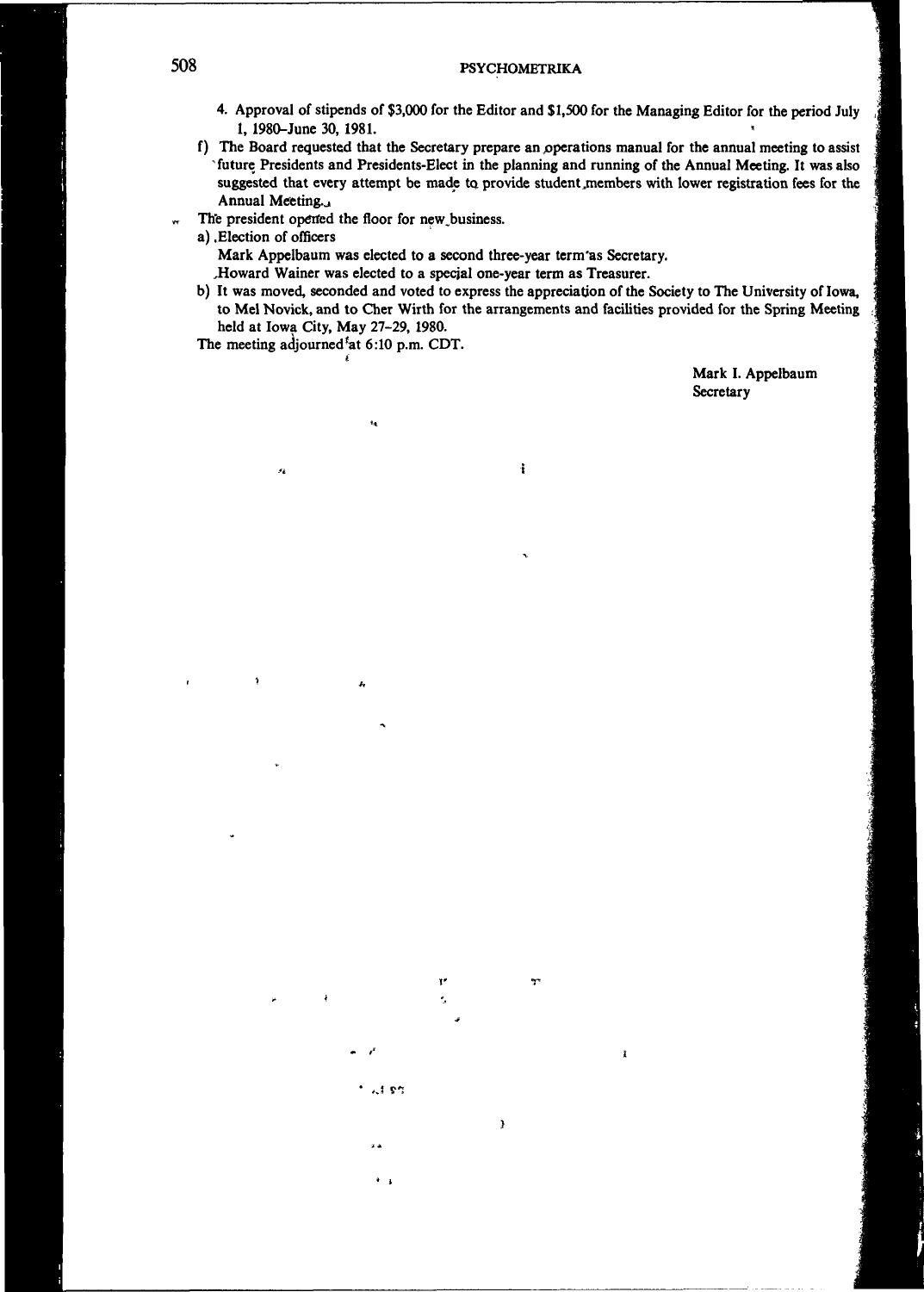4. Approval of stipends of $3,000 for the Editor and $1,500 for the Managing Editor for the period July 1, 1980–June 30, 1981.

f) The Board requested that the Secretary prepare an operations manual for the annual meeting to assist future Presidents and Presidents-Elect in the planning and running of the Annual Meeting. It was also suggested that every attempt be made to provide student members with lower registration fees for the Annual Meeting.

The president opened the floor for new business.

a) Election of officers

Mark Appelbaum was elected to a second three-year term as Secretary.

Howard Wainer was elected to a special one-year term as Treasurer.

b) It was moved, seconded and voted to express the appreciation of the Society to The University of Iowa, to Mel Novick, and to Cher Wirth for the arrangements and facilities provided for the Spring Meeting held at Iowa City, May 27–29, 1980.

The meeting adjourned at 6:10 p.m. CDT.

Mark I. Appelbaum
Secretary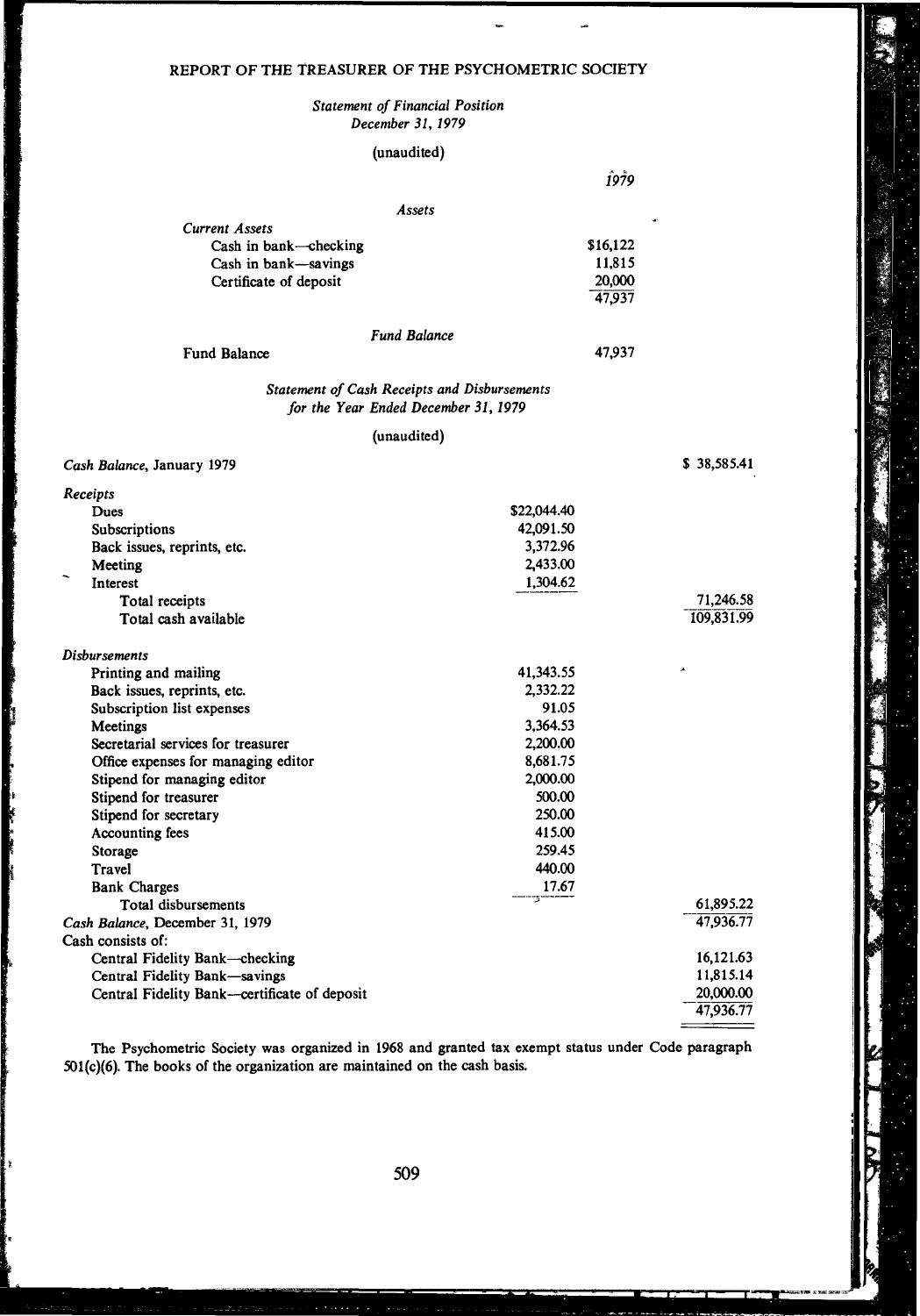# REPORT OF THE TREASURER OF THE PSYCHOMETRIC SOCIETY

## *Statement of Financial Position*
## *December 31, 1979*

(unaudited)

| | 1979 |
|---|---|
| ***Assets*** | |
| *Current Assets* | |
| Cash in bank—checking | $16,122 |
| Cash in bank—savings | 11,815 |
| Certificate of deposit | 20,000 |
| | 47,937 |
| ***Fund Balance*** | |
| Fund Balance | 47,937 |

## *Statement of Cash Receipts and Disbursements*
## *for the Year Ended December 31, 1979*

(unaudited)

| | | |
|---|---|---|
| *Cash Balance*, January 1979 | | $ 38,585.41 |
| *Receipts* | | |
| Dues | $22,044.40 | |
| Subscriptions | 42,091.50 | |
| Back issues, reprints, etc. | 3,372.96 | |
| Meeting | 2,433.00 | |
| Interest | 1,304.62 | |
| Total receipts | | 71,246.58 |
| Total cash available | | 109,831.99 |
| *Disbursements* | | |
| Printing and mailing | 41,343.55 | |
| Back issues, reprints, etc. | 2,332.22 | |
| Subscription list expenses | 91.05 | |
| Meetings | 3,364.53 | |
| Secretarial services for treasurer | 2,200.00 | |
| Office expenses for managing editor | 8,681.75 | |
| Stipend for managing editor | 2,000.00 | |
| Stipend for treasurer | 500.00 | |
| Stipend for secretary | 250.00 | |
| Accounting fees | 415.00 | |
| Storage | 259.45 | |
| Travel | 440.00 | |
| Bank Charges | 17.67 | |
| Total disbursements | | 61,895.22 |
| *Cash Balance*, December 31, 1979 | | 47,936.77 |
| Cash consists of: | | |
| Central Fidelity Bank—checking | | 16,121.63 |
| Central Fidelity Bank—savings | | 11,815.14 |
| Central Fidelity Bank—certificate of deposit | | 20,000.00 |
| | | 47,936.77 |

The Psychometric Society was organized in 1968 and granted tax exempt status under Code paragraph 501(c)(6). The books of the organization are maintained on the cash basis.